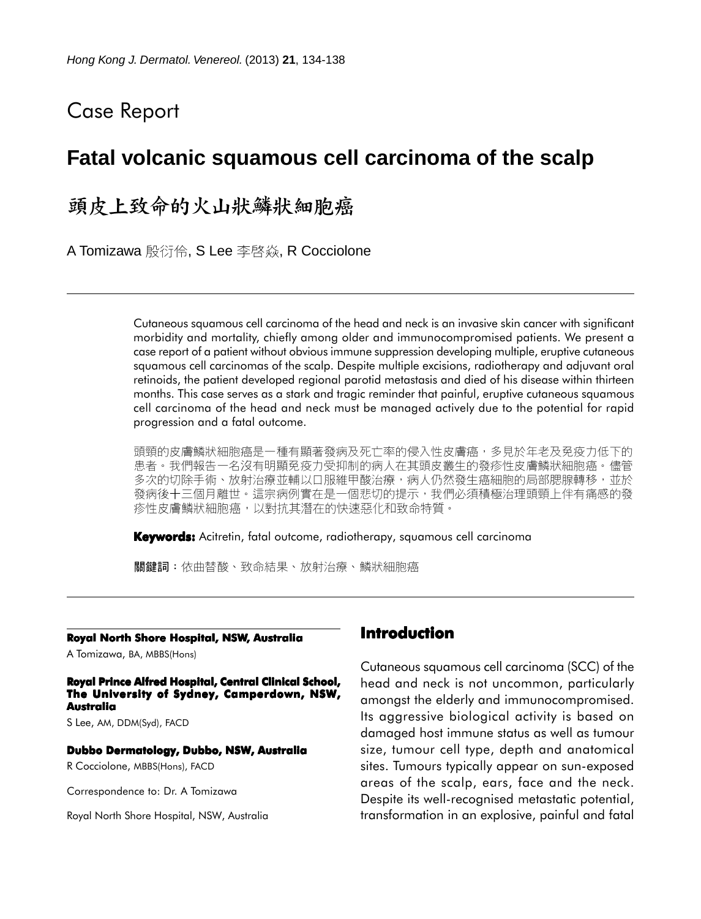# Case Report

## Fatal volcanic squamous cell carcinoma of the scalp

## 頭皮上致命的火山狀鱗狀細胞癌

A Tomizawa 殷衍伶, S Lee 李啓焱, R Cocciolone

Cutaneous squamous cell carcinoma of the head and neck is an invasive skin cancer with significant morbidity and mortality, chiefly among older and immunocompromised patients. We present a case report of a patient without obvious immune suppression developing multiple, eruptive cutaneous squamous cell carcinomas of the scalp. Despite multiple excisions, radiotherapy and adjuvant oral retinoids, the patient developed regional parotid metastasis and died of his disease within thirteen months. This case serves as a stark and tragic reminder that painful, eruptive cutaneous squamous cell carcinoma of the head and neck must be managed actively due to the potential for rapid progression and a fatal outcome.

頭頸的皮膚鱗狀細胞癌是一種有顯著發病及死亡率的侵入性皮膚癌，多見於年老及免疫力低下的患者。我們報告一名沒有明顯免疫力受抑制的病人在其頭皮叢生的發疹性皮膚鱗狀細胞癌。儘管多次的切除手術、放射治療並輔以口服維甲酸治療，病人仍然發生癌細胞的局部腮腺轉移，並於發病後十三個月離世。這宗病例實在是一個悲切的提示，我們必須積極治理頭頸上伴有痛感的發疹性皮膚鱗狀細胞癌，以對抗其潛在的快速惡化和致命特質。

**Keywords:** Acitretin, fatal outcome, radiotherapy, squamous cell carcinoma

**關鍵詞**：依曲替酸、致命結果、放射治療、鱗狀細胞癌

**Royal North Shore Hospital, NSW, Australia**

A Tomizawa, BA, MBBS(Hons)

**Royal Prince Alfred Hospital, Central Clinical School, The University of Sydney, Camperdown, NSW, Australia**

S Lee, AM, DDM(Syd), FACD

**Dubbo Dermatology, Dubbo, NSW, Australia**

R Cocciolone, MBBS(Hons), FACD

Correspondence to: Dr. A Tomizawa

Royal North Shore Hospital, NSW, Australia

## Introduction

Cutaneous squamous cell carcinoma (SCC) of the head and neck is not uncommon, particularly amongst the elderly and immunocompromised. Its aggressive biological activity is based on damaged host immune status as well as tumour size, tumour cell type, depth and anatomical sites. Tumours typically appear on sun-exposed areas of the scalp, ears, face and the neck. Despite its well-recognised metastatic potential, transformation in an explosive, painful and fatal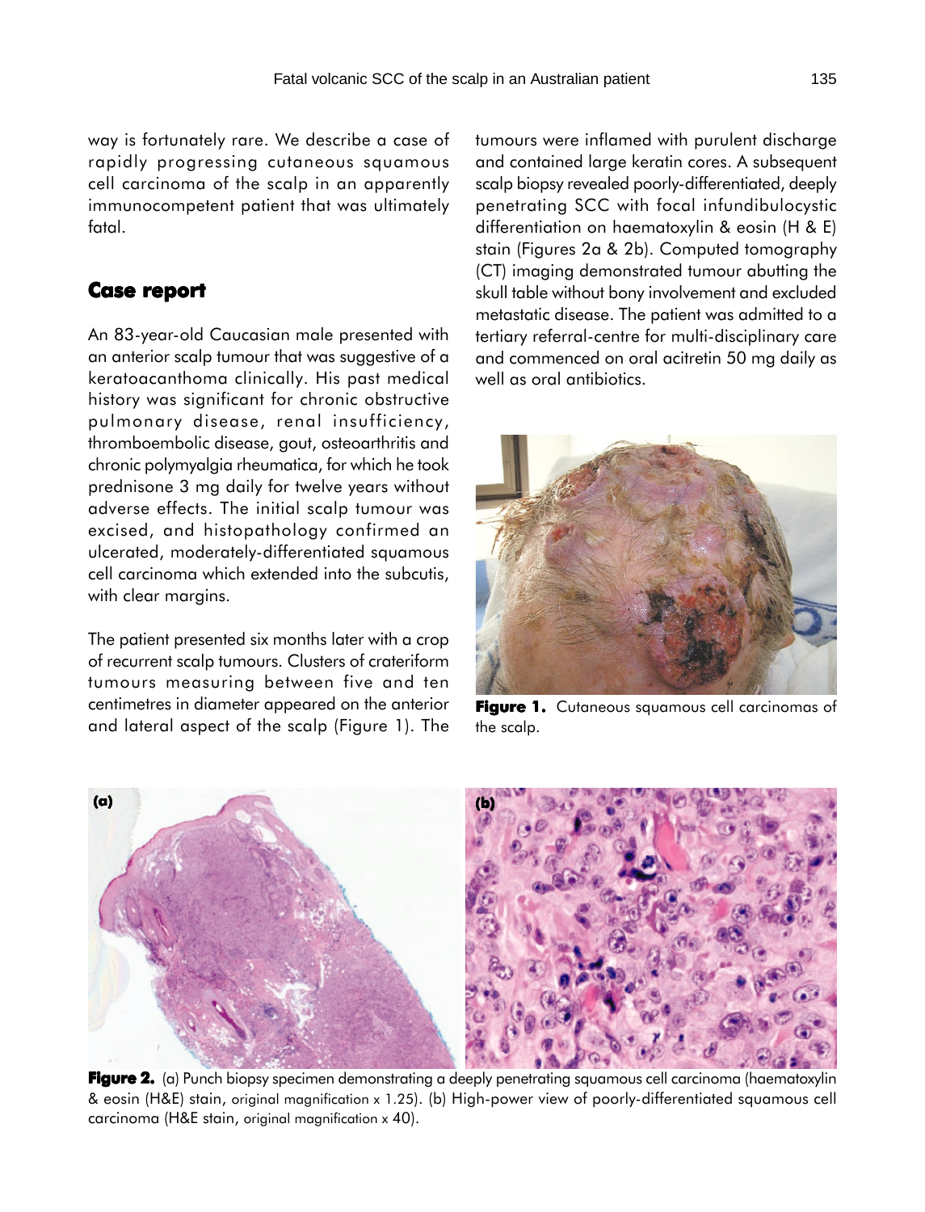way is fortunately rare. We describe a case of rapidly progressing cutaneous squamous cell carcinoma of the scalp in an apparently immunocompetent patient that was ultimately fatal.

## Case report

An 83-year-old Caucasian male presented with an anterior scalp tumour that was suggestive of a keratoacanthoma clinically. His past medical history was significant for chronic obstructive pulmonary disease, renal insufficiency, thromboembolic disease, gout, osteoarthritis and chronic polymyalgia rheumatica, for which he took prednisone 3 mg daily for twelve years without adverse effects. The initial scalp tumour was excised, and histopathology confirmed an ulcerated, moderately-differentiated squamous cell carcinoma which extended into the subcutis, with clear margins.

The patient presented six months later with a crop of recurrent scalp tumours. Clusters of crateriform tumours measuring between five and ten centimetres in diameter appeared on the anterior and lateral aspect of the scalp (Figure 1). The tumours were inflamed with purulent discharge and contained large keratin cores. A subsequent scalp biopsy revealed poorly-differentiated, deeply penetrating SCC with focal infundibulocystic differentiation on haematoxylin & eosin (H & E) stain (Figures 2a & 2b). Computed tomography (CT) imaging demonstrated tumour abutting the skull table without bony involvement and excluded metastatic disease. The patient was admitted to a tertiary referral-centre for multi-disciplinary care and commenced on oral acitretin 50 mg daily as well as oral antibiotics.

**Figure 1.** Cutaneous squamous cell carcinomas of the scalp.

**Figure 2.** (a) Punch biopsy specimen demonstrating a deeply penetrating squamous cell carcinoma (haematoxylin & eosin (H&E) stain, original magnification x 1.25). (b) High-power view of poorly-differentiated squamous cell carcinoma (H&E stain, original magnification x 40).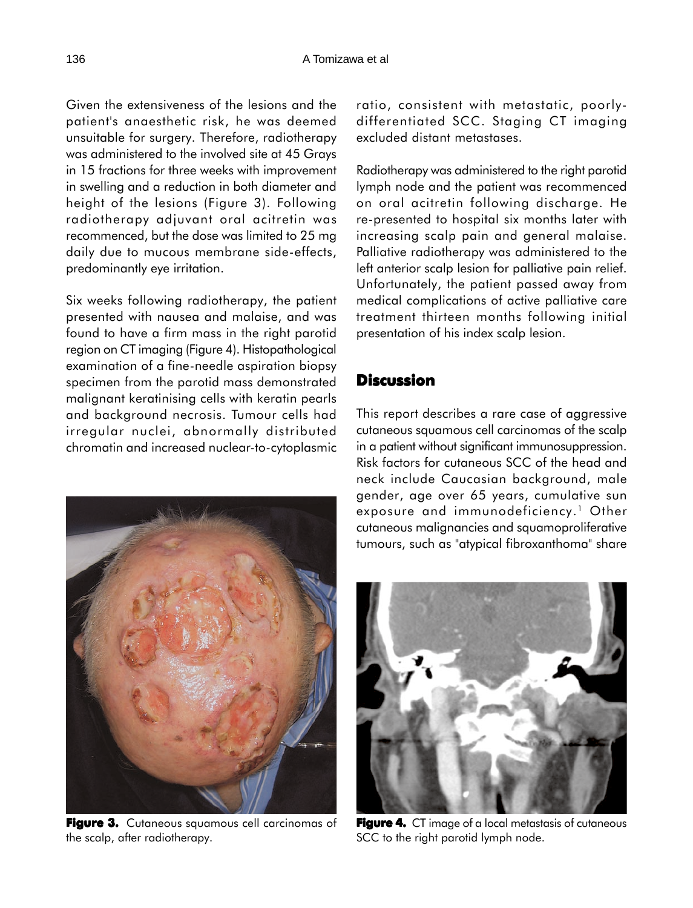Given the extensiveness of the lesions and the patient's anaesthetic risk, he was deemed unsuitable for surgery. Therefore, radiotherapy was administered to the involved site at 45 Grays in 15 fractions for three weeks with improvement in swelling and a reduction in both diameter and height of the lesions (Figure 3). Following radiotherapy adjuvant oral acitretin was recommenced, but the dose was limited to 25 mg daily due to mucous membrane side-effects, predominantly eye irritation.

Six weeks following radiotherapy, the patient presented with nausea and malaise, and was found to have a firm mass in the right parotid region on CT imaging (Figure 4). Histopathological examination of a fine-needle aspiration biopsy specimen from the parotid mass demonstrated malignant keratinising cells with keratin pearls and background necrosis. Tumour cells had irregular nuclei, abnormally distributed chromatin and increased nuclear-to-cytoplasmic ratio, consistent with metastatic, poorly-differentiated SCC. Staging CT imaging excluded distant metastases.

Radiotherapy was administered to the right parotid lymph node and the patient was recommenced on oral acitretin following discharge. He re-presented to hospital six months later with increasing scalp pain and general malaise. Palliative radiotherapy was administered to the left anterior scalp lesion for palliative pain relief. Unfortunately, the patient passed away from medical complications of active palliative care treatment thirteen months following initial presentation of his index scalp lesion.

**Figure 3.** Cutaneous squamous cell carcinomas of the scalp, after radiotherapy.

## Discussion

This report describes a rare case of aggressive cutaneous squamous cell carcinomas of the scalp in a patient without significant immunosuppression. Risk factors for cutaneous SCC of the head and neck include Caucasian background, male gender, age over 65 years, cumulative sun exposure and immunodeficiency.[1] Other cutaneous malignancies and squamoproliferative tumours, such as "atypical fibroxanthoma" share

**Figure 4.** CT image of a local metastasis of cutaneous SCC to the right parotid lymph node.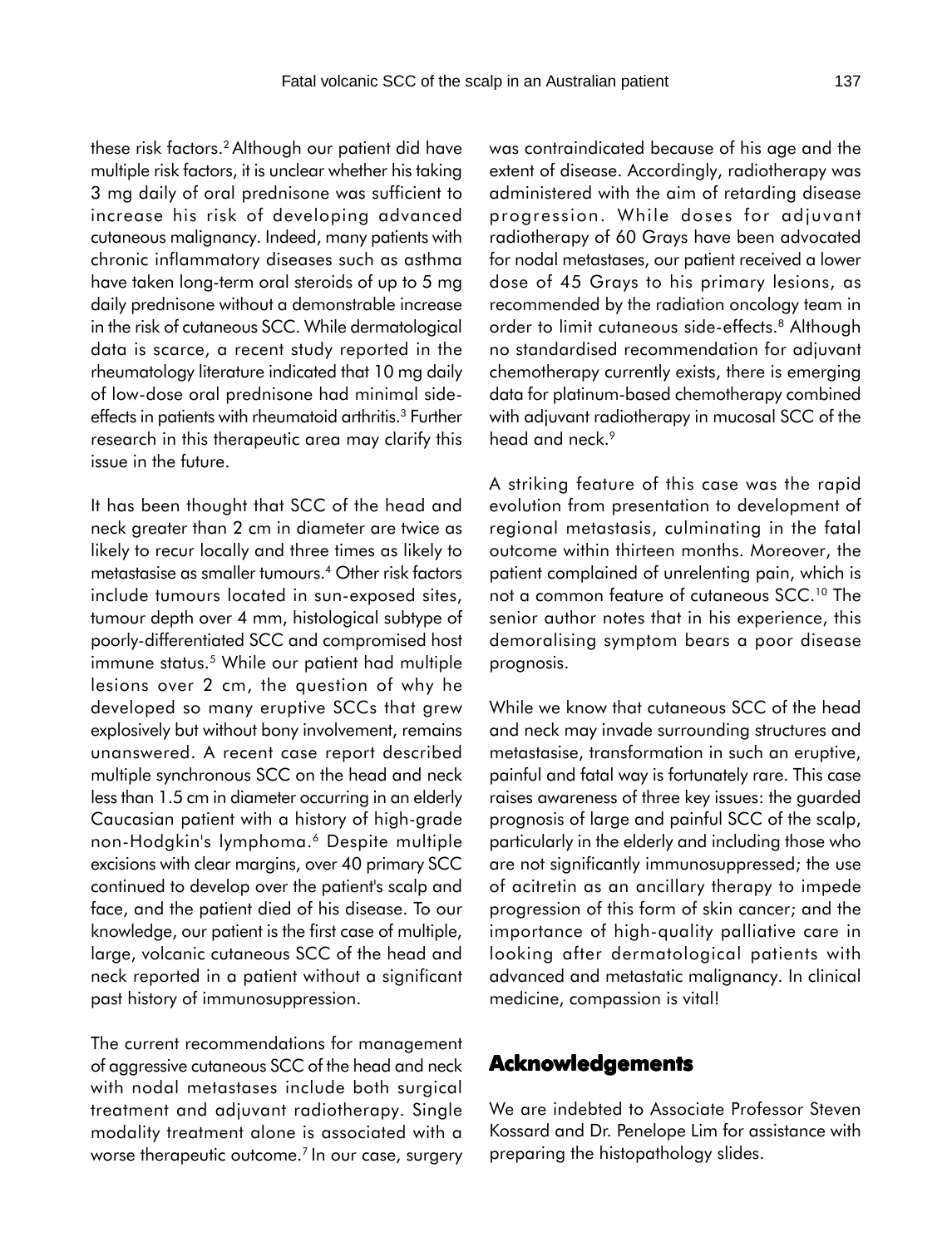these risk factors.[2] Although our patient did have multiple risk factors, it is unclear whether his taking 3 mg daily of oral prednisone was sufficient to increase his risk of developing advanced cutaneous malignancy. Indeed, many patients with chronic inflammatory diseases such as asthma have taken long-term oral steroids of up to 5 mg daily prednisone without a demonstrable increase in the risk of cutaneous SCC. While dermatological data is scarce, a recent study reported in the rheumatology literature indicated that 10 mg daily of low-dose oral prednisone had minimal side-effects in patients with rheumatoid arthritis.[3] Further research in this therapeutic area may clarify this issue in the future.

It has been thought that SCC of the head and neck greater than 2 cm in diameter are twice as likely to recur locally and three times as likely to metastasise as smaller tumours.[4] Other risk factors include tumours located in sun-exposed sites, tumour depth over 4 mm, histological subtype of poorly-differentiated SCC and compromised host immune status.[5] While our patient had multiple lesions over 2 cm, the question of why he developed so many eruptive SCCs that grew explosively but without bony involvement, remains unanswered. A recent case report described multiple synchronous SCC on the head and neck less than 1.5 cm in diameter occurring in an elderly Caucasian patient with a history of high-grade non-Hodgkin's lymphoma.[6] Despite multiple excisions with clear margins, over 40 primary SCC continued to develop over the patient's scalp and face, and the patient died of his disease. To our knowledge, our patient is the first case of multiple, large, volcanic cutaneous SCC of the head and neck reported in a patient without a significant past history of immunosuppression.

The current recommendations for management of aggressive cutaneous SCC of the head and neck with nodal metastases include both surgical treatment and adjuvant radiotherapy. Single modality treatment alone is associated with a worse therapeutic outcome.[7] In our case, surgery was contraindicated because of his age and the extent of disease. Accordingly, radiotherapy was administered with the aim of retarding disease progression. While doses for adjuvant radiotherapy of 60 Grays have been advocated for nodal metastases, our patient received a lower dose of 45 Grays to his primary lesions, as recommended by the radiation oncology team in order to limit cutaneous side-effects.[8] Although no standardised recommendation for adjuvant chemotherapy currently exists, there is emerging data for platinum-based chemotherapy combined with adjuvant radiotherapy in mucosal SCC of the head and neck.[9]

A striking feature of this case was the rapid evolution from presentation to development of regional metastasis, culminating in the fatal outcome within thirteen months. Moreover, the patient complained of unrelenting pain, which is not a common feature of cutaneous SCC.[10] The senior author notes that in his experience, this demoralising symptom bears a poor disease prognosis.

While we know that cutaneous SCC of the head and neck may invade surrounding structures and metastasise, transformation in such an eruptive, painful and fatal way is fortunately rare. This case raises awareness of three key issues: the guarded prognosis of large and painful SCC of the scalp, particularly in the elderly and including those who are not significantly immunosuppressed; the use of acitretin as an ancillary therapy to impede progression of this form of skin cancer; and the importance of high-quality palliative care in looking after dermatological patients with advanced and metastatic malignancy. In clinical medicine, compassion is vital!

## Acknowledgements

We are indebted to Associate Professor Steven Kossard and Dr. Penelope Lim for assistance with preparing the histopathology slides.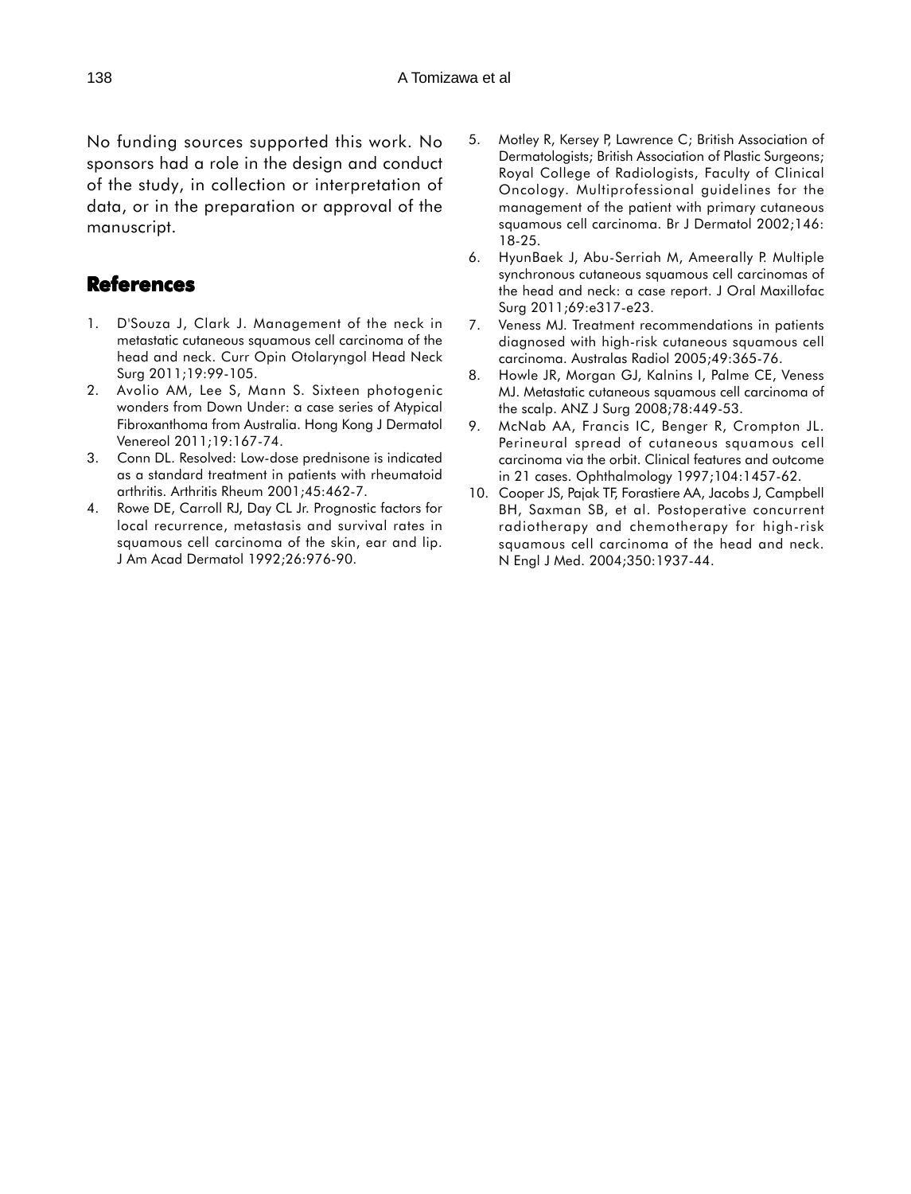No funding sources supported this work. No sponsors had a role in the design and conduct of the study, in collection or interpretation of data, or in the preparation or approval of the manuscript.

## References

1. D'Souza J, Clark J. Management of the neck in metastatic cutaneous squamous cell carcinoma of the head and neck. Curr Opin Otolaryngol Head Neck Surg 2011;19:99-105.
2. Avolio AM, Lee S, Mann S. Sixteen photogenic wonders from Down Under: a case series of Atypical Fibroxanthoma from Australia. Hong Kong J Dermatol Venereol 2011;19:167-74.
3. Conn DL. Resolved: Low-dose prednisone is indicated as a standard treatment in patients with rheumatoid arthritis. Arthritis Rheum 2001;45:462-7.
4. Rowe DE, Carroll RJ, Day CL Jr. Prognostic factors for local recurrence, metastasis and survival rates in squamous cell carcinoma of the skin, ear and lip. J Am Acad Dermatol 1992;26:976-90.
5. Motley R, Kersey P, Lawrence C; British Association of Dermatologists; British Association of Plastic Surgeons; Royal College of Radiologists, Faculty of Clinical Oncology. Multiprofessional guidelines for the management of the patient with primary cutaneous squamous cell carcinoma. Br J Dermatol 2002;146: 18-25.
6. HyunBaek J, Abu-Serriah M, Ameerally P. Multiple synchronous cutaneous squamous cell carcinomas of the head and neck: a case report. J Oral Maxillofac Surg 2011;69:e317-e23.
7. Veness MJ. Treatment recommendations in patients diagnosed with high-risk cutaneous squamous cell carcinoma. Australas Radiol 2005;49:365-76.
8. Howle JR, Morgan GJ, Kalnins I, Palme CE, Veness MJ. Metastatic cutaneous squamous cell carcinoma of the scalp. ANZ J Surg 2008;78:449-53.
9. McNab AA, Francis IC, Benger R, Crompton JL. Perineural spread of cutaneous squamous cell carcinoma via the orbit. Clinical features and outcome in 21 cases. Ophthalmology 1997;104:1457-62.
10. Cooper JS, Pajak TF, Forastiere AA, Jacobs J, Campbell BH, Saxman SB, et al. Postoperative concurrent radiotherapy and chemotherapy for high-risk squamous cell carcinoma of the head and neck. N Engl J Med. 2004;350:1937-44.